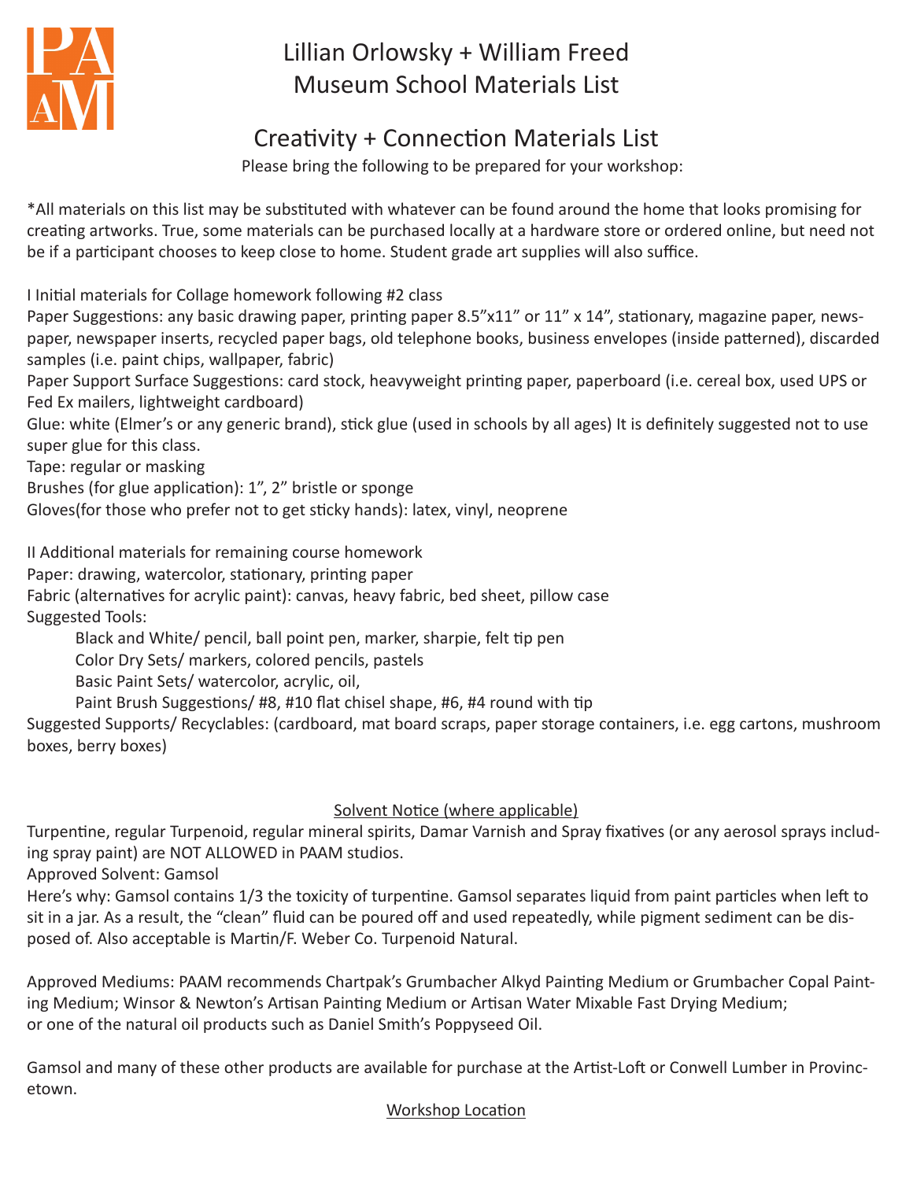# Lillian Orlowsky + William Freed Museum School Materials List

## Creativity + Connection Materials List

Please bring the following to be prepared for your workshop:

*All materials on this list may be substituted with whatever can be found around the home that looks promising for creating artworks. True, some materials can be purchased locally at a hardware store or ordered online, but need not be if a participant chooses to keep close to home. Student grade art supplies will also suffice.

I Initial materials for Collage homework following #2 class

Paper Suggestions: any basic drawing paper, printing paper 8.5”x11” or 11” x 14”, stationary, magazine paper, newspaper, newspaper inserts, recycled paper bags, old telephone books, business envelopes (inside patterned), discarded samples (i.e. paint chips, wallpaper, fabric)

Paper Support Surface Suggestions: card stock, heavyweight printing paper, paperboard (i.e. cereal box, used UPS or Fed Ex mailers, lightweight cardboard)

Glue: white (Elmer’s or any generic brand), stick glue (used in schools by all ages) It is definitely suggested not to use super glue for this class.

Tape: regular or masking

Brushes (for glue application): 1”, 2” bristle or sponge

Gloves(for those who prefer not to get sticky hands): latex, vinyl, neoprene

II Additional materials for remaining course homework

Paper: drawing, watercolor, stationary, printing paper

Fabric (alternatives for acrylic paint): canvas, heavy fabric, bed sheet, pillow case

Suggested Tools:

- Black and White/ pencil, ball point pen, marker, sharpie, felt tip pen
- Color Dry Sets/ markers, colored pencils, pastels
- Basic Paint Sets/ watercolor, acrylic, oil,
- Paint Brush Suggestions/ #8, #10 flat chisel shape, #6, #4 round with tip

Suggested Supports/ Recyclables: (cardboard, mat board scraps, paper storage containers, i.e. egg cartons, mushroom boxes, berry boxes)

### Solvent Notice (where applicable)

Turpentine, regular Turpenoid, regular mineral spirits, Damar Varnish and Spray fixatives (or any aerosol sprays including spray paint) are NOT ALLOWED in PAAM studios.

Approved Solvent: Gamsol

Here’s why: Gamsol contains 1/3 the toxicity of turpentine. Gamsol separates liquid from paint particles when left to sit in a jar. As a result, the “clean” fluid can be poured off and used repeatedly, while pigment sediment can be disposed of. Also acceptable is Martin/F. Weber Co. Turpenoid Natural.

Approved Mediums: PAAM recommends Chartpak’s Grumbacher Alkyd Painting Medium or Grumbacher Copal Painting Medium; Winsor & Newton’s Artisan Painting Medium or Artisan Water Mixable Fast Drying Medium; or one of the natural oil products such as Daniel Smith’s Poppyseed Oil.

Gamsol and many of these other products are available for purchase at the Artist-Loft or Conwell Lumber in Provincetown.

### Workshop Location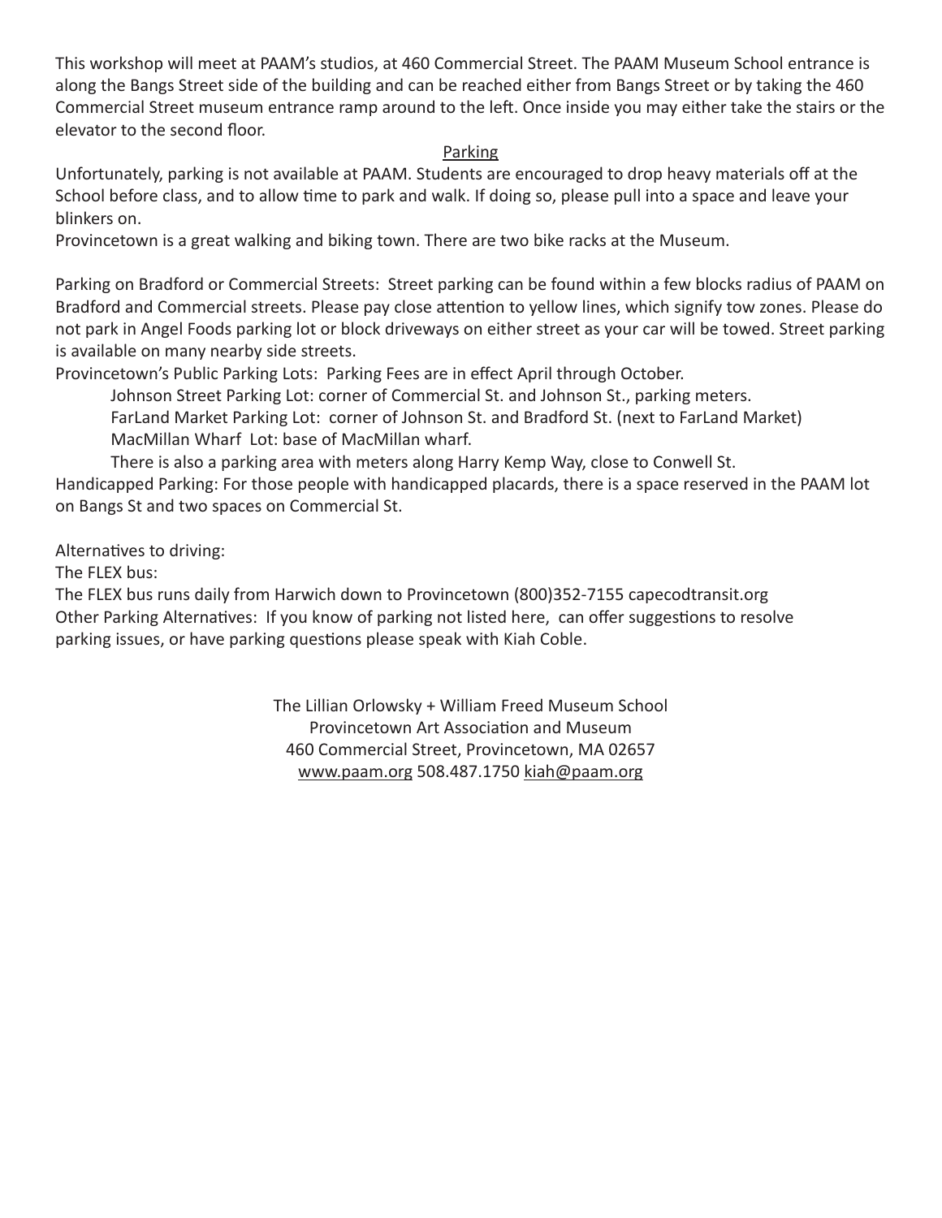This workshop will meet at PAAM's studios, at 460 Commercial Street. The PAAM Museum School entrance is along the Bangs Street side of the building and can be reached either from Bangs Street or by taking the 460 Commercial Street museum entrance ramp around to the left. Once inside you may either take the stairs or the elevator to the second floor.

## Parking

Unfortunately, parking is not available at PAAM. Students are encouraged to drop heavy materials off at the School before class, and to allow time to park and walk. If doing so, please pull into a space and leave your blinkers on.

Provincetown is a great walking and biking town. There are two bike racks at the Museum.

Parking on Bradford or Commercial Streets: Street parking can be found within a few blocks radius of PAAM on Bradford and Commercial streets. Please pay close attention to yellow lines, which signify tow zones. Please do not park in Angel Foods parking lot or block driveways on either street as your car will be towed. Street parking is available on many nearby side streets.

Provincetown's Public Parking Lots: Parking Fees are in effect April through October.

- Johnson Street Parking Lot: corner of Commercial St. and Johnson St., parking meters.
- FarLand Market Parking Lot: corner of Johnson St. and Bradford St. (next to FarLand Market)
- MacMillan Wharf Lot: base of MacMillan wharf.
- There is also a parking area with meters along Harry Kemp Way, close to Conwell St.

Handicapped Parking: For those people with handicapped placards, there is a space reserved in the PAAM lot on Bangs St and two spaces on Commercial St.

Alternatives to driving:

The FLEX bus:

The FLEX bus runs daily from Harwich down to Provincetown (800)352-7155 capecodtransit.org

Other Parking Alternatives: If you know of parking not listed here, can offer suggestions to resolve parking issues, or have parking questions please speak with Kiah Coble.

The Lillian Orlowsky + William Freed Museum School
Provincetown Art Association and Museum
460 Commercial Street, Provincetown, MA 02657
www.paam.org 508.487.1750 kiah@paam.org